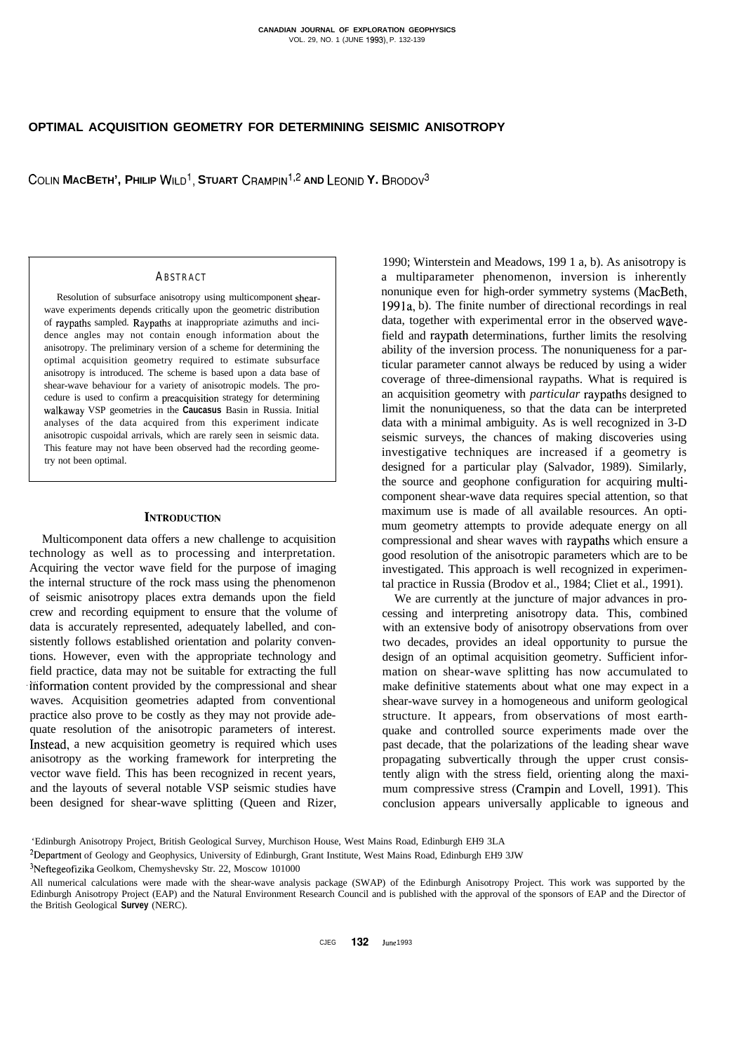# OPTIMAL ACQUISITION GEOMETRY FOR DETERMINING SEISMIC ANISOTROPY

COLIN MACBETH[1], PHILIP WILD[1], STUART CRAMPIN[1,2] AND LEONID Y. BRODOV[3]

## ABSTRACT

Resolution of subsurface anisotropy using multicomponent shear-wave experiments depends critically upon the geometric distribution of raypaths sampled. Raypaths at inappropriate azimuths and incidence angles may not contain enough information about the anisotropy. The preliminary version of a scheme for determining the optimal acquisition geometry required to estimate subsurface anisotropy is introduced. The scheme is based upon a data base of shear-wave behaviour for a variety of anisotropic models. The procedure is used to confirm a preacquisition strategy for determining walkaway VSP geometries in the Caucasus Basin in Russia. Initial analyses of the data acquired from this experiment indicate anisotropic cuspoidal arrivals, which are rarely seen in seismic data. This feature may not have been observed had the recording geometry not been optimal.

## INTRODUCTION

Multicomponent data offers a new challenge to acquisition technology as well as to processing and interpretation. Acquiring the vector wave field for the purpose of imaging the internal structure of the rock mass using the phenomenon of seismic anisotropy places extra demands upon the field crew and recording equipment to ensure that the volume of data is accurately represented, adequately labelled, and consistently follows established orientation and polarity conventions. However, even with the appropriate technology and field practice, data may not be suitable for extracting the full information content provided by the compressional and shear waves. Acquisition geometries adapted from conventional practice also prove to be costly as they may not provide adequate resolution of the anisotropic parameters of interest. Instead, a new acquisition geometry is required which uses anisotropy as the working framework for interpreting the vector wave field. This has been recognized in recent years, and the layouts of several notable VSP seismic studies have been designed for shear-wave splitting (Queen and Rizer, 1990; Winterstein and Meadows, 1991 a, b). As anisotropy is a multiparameter phenomenon, inversion is inherently nonunique even for high-order symmetry systems (MacBeth, 1991a, b). The finite number of directional recordings in real data, together with experimental error in the observed wavefield and raypath determinations, further limits the resolving ability of the inversion process. The nonuniqueness for a particular parameter cannot always be reduced by using a wider coverage of three-dimensional raypaths. What is required is an acquisition geometry with *particular* raypaths designed to limit the nonuniqueness, so that the data can be interpreted data with a minimal ambiguity. As is well recognized in 3-D seismic surveys, the chances of making discoveries using investigative techniques are increased if a geometry is designed for a particular play (Salvador, 1989). Similarly, the source and geophone configuration for acquiring multicomponent shear-wave data requires special attention, so that maximum use is made of all available resources. An optimum geometry attempts to provide adequate energy on all compressional and shear waves with raypaths which ensure a good resolution of the anisotropic parameters which are to be investigated. This approach is well recognized in experimental practice in Russia (Brodov et al., 1984; Cliet et al., 1991).

We are currently at the juncture of major advances in processing and interpreting anisotropy data. This, combined with an extensive body of anisotropy observations from over two decades, provides an ideal opportunity to pursue the design of an optimal acquisition geometry. Sufficient information on shear-wave splitting has now accumulated to make definitive statements about what one may expect in a shear-wave survey in a homogeneous and uniform geological structure. It appears, from observations of most earthquake and controlled source experiments made over the past decade, that the polarizations of the leading shear wave propagating subvertically through the upper crust consistently align with the stress field, orienting along the maximum compressive stress (Crampin and Lovell, 1991). This conclusion appears universally applicable to igneous and

[1]Edinburgh Anisotropy Project, British Geological Survey, Murchison House, West Mains Road, Edinburgh EH9 3LA

[2]Department of Geology and Geophysics, University of Edinburgh, Grant Institute, West Mains Road, Edinburgh EH9 3JW

[3]Neftegeofizika Geolkom, Chemyshevsky Str. 22, Moscow 101000

All numerical calculations were made with the shear-wave analysis package (SWAP) of the Edinburgh Anisotropy Project. This work was supported by the Edinburgh Anisotropy Project (EAP) and the Natural Environment Research Council and is published with the approval of the sponsors of EAP and the Director of the British Geological Survey (NERC).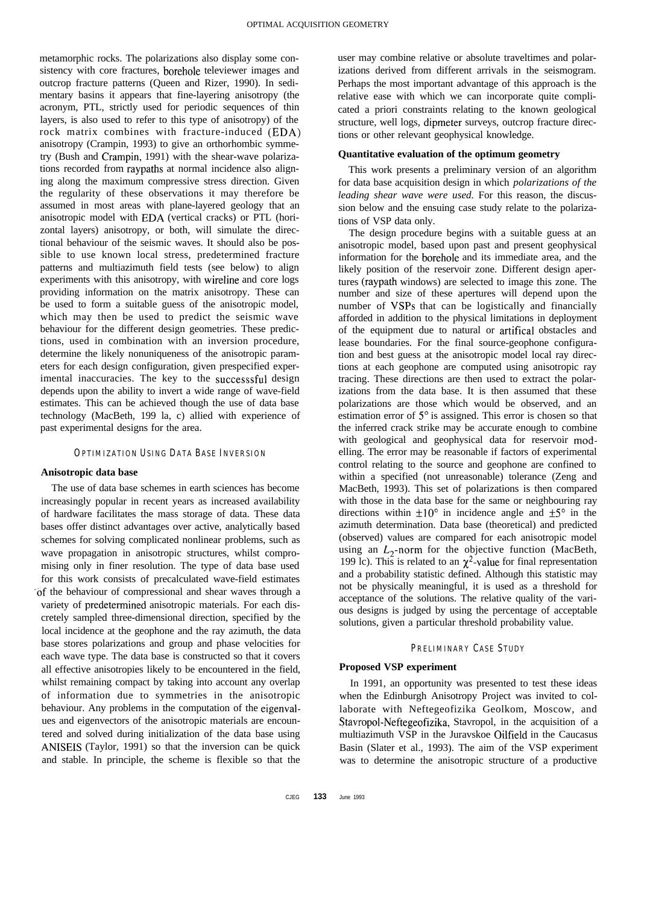metamorphic rocks. The polarizations also display some consistency with core fractures, borehole televiewer images and outcrop fracture patterns (Queen and Rizer, 1990). In sedimentary basins it appears that fine-layering anisotropy (the acronym, PTL, strictly used for periodic sequences of thin layers, is also used to refer to this type of anisotropy) of the rock matrix combines with fracture-induced (EDA) anisotropy (Crampin, 1993) to give an orthorhombic symmetry (Bush and Crampin, 1991) with the shear-wave polarizations recorded from raypaths at normal incidence also aligning along the maximum compressive stress direction. Given the regularity of these observations it may therefore be assumed in most areas with plane-layered geology that an anisotropic model with EDA (vertical cracks) or PTL (horizontal layers) anisotropy, or both, will simulate the directional behaviour of the seismic waves. It should also be possible to use known local stress, predetermined fracture patterns and multiazimuth field tests (see below) to align experiments with this anisotropy, with wireline and core logs providing information on the matrix anisotropy. These can be used to form a suitable guess of the anisotropic model, which may then be used to predict the seismic wave behaviour for the different design geometries. These predictions, used in combination with an inversion procedure, determine the likely nonuniqueness of the anisotropic parameters for each design configuration, given prespecified experimental inaccuracies. The key to the successsful design depends upon the ability to invert a wide range of wave-field estimates. This can be achieved though the use of data base technology (MacBeth, 199 la, c) allied with experience of past experimental designs for the area.

## OPTIMIZATION USING DATA BASE INVERSION

### Anisotropic data base

The use of data base schemes in earth sciences has become increasingly popular in recent years as increased availability of hardware facilitates the mass storage of data. These data bases offer distinct advantages over active, analytically based schemes for solving complicated nonlinear problems, such as wave propagation in anisotropic structures, whilst compromising only in finer resolution. The type of data base used for this work consists of precalculated wave-field estimates of the behaviour of compressional and shear waves through a variety of predetermined anisotropic materials. For each discretely sampled three-dimensional direction, specified by the local incidence at the geophone and the ray azimuth, the data base stores polarizations and group and phase velocities for each wave type. The data base is constructed so that it covers all effective anisotropies likely to be encountered in the field, whilst remaining compact by taking into account any overlap of information due to symmetries in the anisotropic behaviour. Any problems in the computation of the eigenvalues and eigenvectors of the anisotropic materials are encountered and solved during initialization of the data base using ANISEIS (Taylor, 1991) so that the inversion can be quick and stable. In principle, the scheme is flexible so that the user may combine relative or absolute traveltimes and polarizations derived from different arrivals in the seismogram. Perhaps the most important advantage of this approach is the relative ease with which we can incorporate quite complicated a priori constraints relating to the known geological structure, well logs, dipmeter surveys, outcrop fracture directions or other relevant geophysical knowledge.

### Quantitative evaluation of the optimum geometry

This work presents a preliminary version of an algorithm for data base acquisition design in which *polarizations of the leading shear wave were used.* For this reason, the discussion below and the ensuing case study relate to the polarizations of VSP data only.

The design procedure begins with a suitable guess at an anisotropic model, based upon past and present geophysical information for the borehole and its immediate area, and the likely position of the reservoir zone. Different design apertures (raypath windows) are selected to image this zone. The number and size of these apertures will depend upon the number of VSPs that can be logistically and financially afforded in addition to the physical limitations in deployment of the equipment due to natural or artifical obstacles and lease boundaries. For the final source-geophone configuration and best guess at the anisotropic model local ray directions at each geophone are computed using anisotropic ray tracing. These directions are then used to extract the polarizations from the data base. It is then assumed that these polarizations are those which would be observed, and an estimation error of 5° is assigned. This error is chosen so that the inferred crack strike may be accurate enough to combine with geological and geophysical data for reservoir modelling. The error may be reasonable if factors of experimental control relating to the source and geophone are confined to within a specified (not unreasonable) tolerance (Zeng and MacBeth, 1993). This set of polarizations is then compared with those in the data base for the same or neighbouring ray directions within $\pm 10°$ in incidence angle and $\pm 5°$ in the azimuth determination. Data base (theoretical) and predicted (observed) values are compared for each anisotropic model using an $L_2$-norm for the objective function (MacBeth, 199 lc). This is related to an $\chi^2$-value for final representation and a probability statistic defined. Although this statistic may not be physically meaningful, it is used as a threshold for acceptance of the solutions. The relative quality of the various designs is judged by using the percentage of acceptable solutions, given a particular threshold probability value.

## PRELIMINARY CASE STUDY

### Proposed VSP experiment

In 1991, an opportunity was presented to test these ideas when the Edinburgh Anisotropy Project was invited to collaborate with Neftegeofizika Geolkom, Moscow, and Stavropol-Neftegeofizika, Stavropol, in the acquisition of a multiazimuth VSP in the Juravskoe Oilfield in the Caucasus Basin (Slater et al., 1993). The aim of the VSP experiment was to determine the anisotropic structure of a productive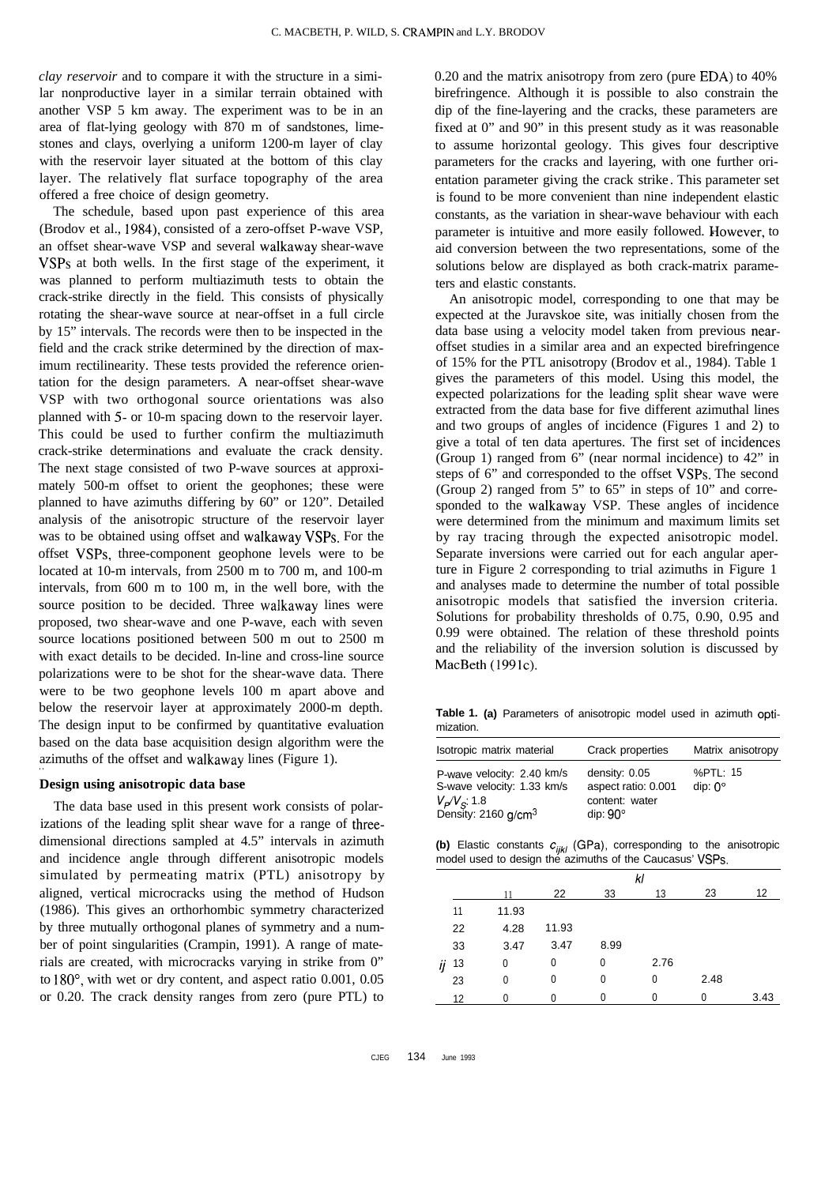*clay reservoir* and to compare it with the structure in a similar nonproductive layer in a similar terrain obtained with another VSP 5 km away. The experiment was to be in an area of flat-lying geology with 870 m of sandstones, limestones and clays, overlying a uniform 1200-m layer of clay with the reservoir layer situated at the bottom of this clay layer. The relatively flat surface topography of the area offered a free choice of design geometry.

The schedule, based upon past experience of this area (Brodov et al., 1984), consisted of a zero-offset P-wave VSP, an offset shear-wave VSP and several walkaway shear-wave VSPs at both wells. In the first stage of the experiment, it was planned to perform multiazimuth tests to obtain the crack-strike directly in the field. This consists of physically rotating the shear-wave source at near-offset in a full circle by 15° intervals. The records were then to be inspected in the field and the crack strike determined by the direction of maximum rectilinearity. These tests provided the reference orientation for the design parameters. A near-offset shear-wave VSP with two orthogonal source orientations was also planned with 5- or 10-m spacing down to the reservoir layer. This could be used to further confirm the multiazimuth crack-strike determinations and evaluate the crack density. The next stage consisted of two P-wave sources at approximately 500-m offset to orient the geophones; these were planned to have azimuths differing by 60° or 120°. Detailed analysis of the anisotropic structure of the reservoir layer was to be obtained using offset and walkaway VSPs. For the offset VSPs, three-component geophone levels were to be located at 10-m intervals, from 2500 m to 700 m, and 100-m intervals, from 600 m to 100 m, in the well bore, with the source position to be decided. Three walkaway lines were proposed, two shear-wave and one P-wave, each with seven source locations positioned between 500 m out to 2500 m with exact details to be decided. In-line and cross-line source polarizations were to be shot for the shear-wave data. There were to be two geophone levels 100 m apart above and below the reservoir layer at approximately 2000-m depth. The design input to be confirmed by quantitative evaluation based on the data base acquisition design algorithm were the azimuths of the offset and walkaway lines (Figure 1).

### Design using anisotropic data base

The data base used in this present work consists of polarizations of the leading split shear wave for a range of three-dimensional directions sampled at 4.5° intervals in azimuth and incidence angle through different anisotropic models simulated by permeating matrix (PTL) anisotropy by aligned, vertical microcracks using the method of Hudson (1986). This gives an orthorhombic symmetry characterized by three mutually orthogonal planes of symmetry and a number of point singularities (Crampin, 1991). A range of materials are created, with microcracks varying in strike from 0° to 180°, with wet or dry content, and aspect ratio 0.001, 0.05 or 0.20. The crack density ranges from zero (pure PTL) to 0.20 and the matrix anisotropy from zero (pure EDA) to 40% birefringence. Although it is possible to also constrain the dip of the fine-layering and the cracks, these parameters are fixed at 0° and 90° in this present study as it was reasonable to assume horizontal geology. This gives four descriptive parameters for the cracks and layering, with one further orientation parameter giving the crack strike. This parameter set is found to be more convenient than nine independent elastic constants, as the variation in shear-wave behaviour with each parameter is intuitive and more easily followed. However, to aid conversion between the two representations, some of the solutions below are displayed as both crack-matrix parameters and elastic constants.

An anisotropic model, corresponding to one that may be expected at the Juravskoe site, was initially chosen from the data base using a velocity model taken from previous near-offset studies in a similar area and an expected birefringence of 15% for the PTL anisotropy (Brodov et al., 1984). Table 1 gives the parameters of this model. Using this model, the expected polarizations for the leading split shear wave were extracted from the data base for five different azimuthal lines and two groups of angles of incidence (Figures 1 and 2) to give a total of ten data apertures. The first set of incidences (Group 1) ranged from 6° (near normal incidence) to 42° in steps of 6° and corresponded to the offset VSPs. The second (Group 2) ranged from 5° to 65° in steps of 10° and corresponded to the walkaway VSP. These angles of incidence were determined from the minimum and maximum limits set by ray tracing through the expected anisotropic model. Separate inversions were carried out for each angular aperture in Figure 2 corresponding to trial azimuths in Figure 1 and analyses made to determine the number of total possible anisotropic models that satisfied the inversion criteria. Solutions for probability thresholds of 0.75, 0.90, 0.95 and 0.99 were obtained. The relation of these threshold points and the reliability of the inversion solution is discussed by MacBeth (1991c).

**Table 1. (a)** Parameters of anisotropic model used in azimuth optimization.

| Isotropic matrix material | Crack properties | Matrix anisotropy |
|---|---|---|
| P-wave velocity: 2.40 km/s | density: 0.05 | %PTL: 15 |
| S-wave velocity: 1.33 km/s | aspect ratio: 0.001 | dip: 0° |
| $V_P/V_S$: 1.8 | content: water | |
| Density: 2160 g/cm$^3$ | dip: 90° | |

**(b)** Elastic constants $c_{ijkl}$ (GPa), corresponding to the anisotropic model used to design the azimuths of the Caucasus' VSPs.

| $ij$ \ $kl$ | 11 | 22 | 33 | 13 | 23 | 12 |
|---|---|---|---|---|---|---|
| 11 | 11.93 | | | | | |
| 22 | 4.28 | 11.93 | | | | |
| 33 | 3.47 | 3.47 | 8.99 | | | |
| 13 | 0 | 0 | 0 | 2.76 | | |
| 23 | 0 | 0 | 0 | 0 | 2.48 | |
| 12 | 0 | 0 | 0 | 0 | 0 | 3.43 |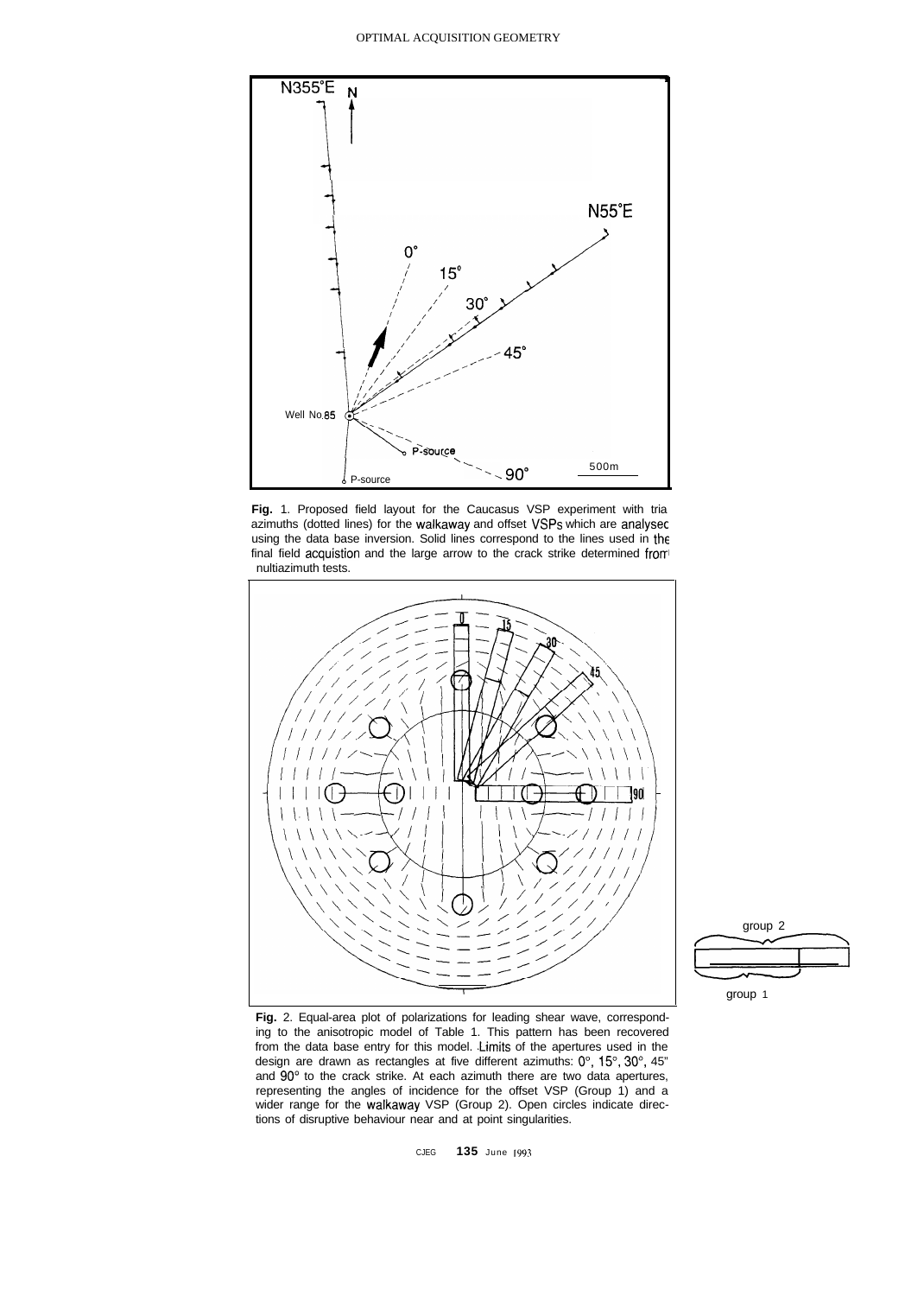**Fig.** 1. Proposed field layout for the Caucasus VSP experiment with trial azimuths (dotted lines) for the walkaway and offset VSPs which are analysed using the data base inversion. Solid lines correspond to the lines used in the final field acquistion and the large arrow to the crack strike determined from multiazimuth tests.

**Fig.** 2. Equal-area plot of polarizations for leading shear wave, corresponding to the anisotropic model of Table 1. This pattern has been recovered from the data base entry for this model. Limits of the apertures used in the design are drawn as rectangles at five different azimuths: 0°, 15°, 30°, 45° and 90° to the crack strike. At each azimuth there are two data apertures, representing the angles of incidence for the offset VSP (Group 1) and a wider range for the walkaway VSP (Group 2). Open circles indicate directions of disruptive behaviour near and at point singularities.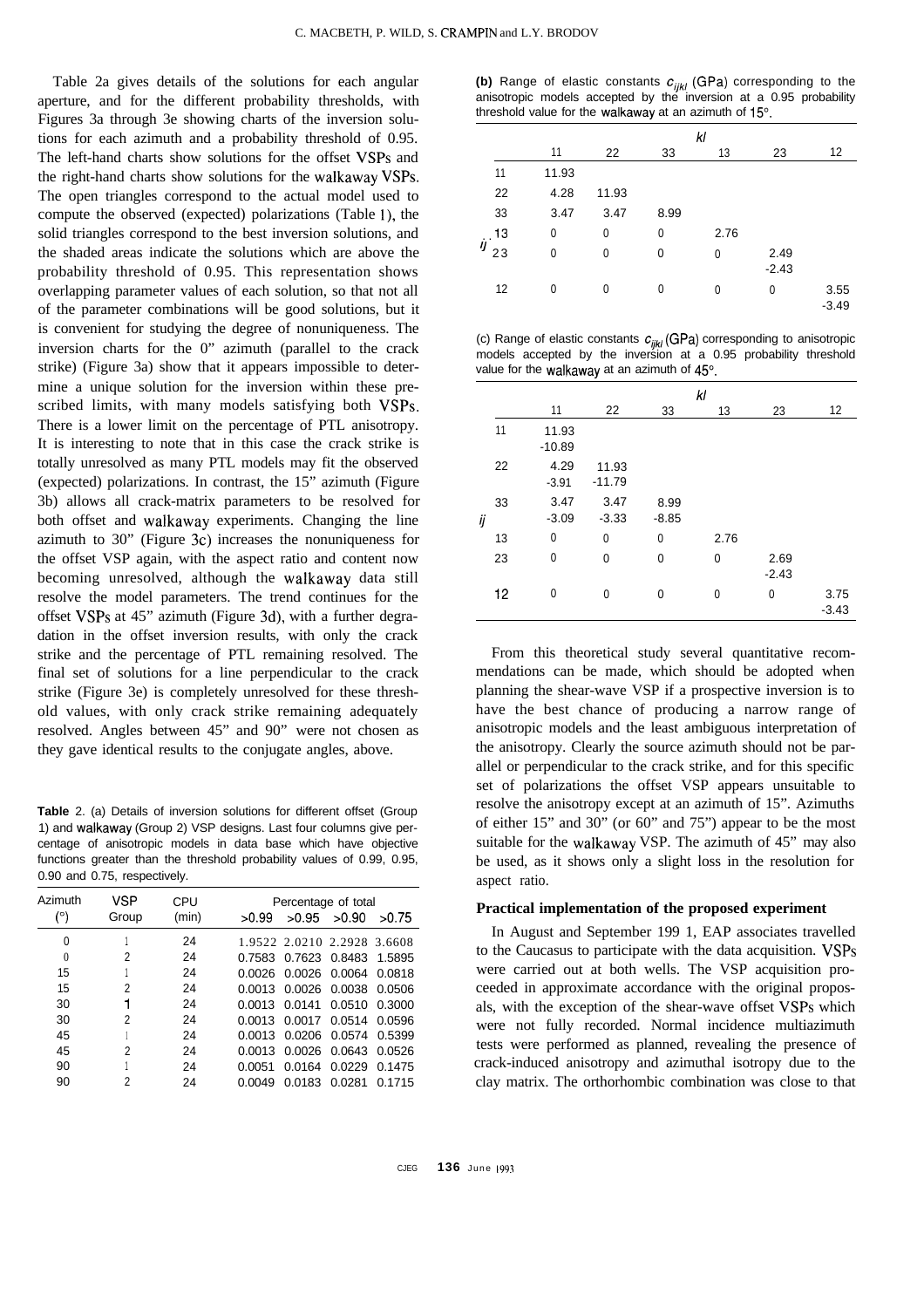Table 2a gives details of the solutions for each angular aperture, and for the different probability thresholds, with Figures 3a through 3e showing charts of the inversion solutions for each azimuth and a probability threshold of 0.95. The left-hand charts show solutions for the offset VSPs and the right-hand charts show solutions for the walkaway VSPs. The open triangles correspond to the actual model used to compute the observed (expected) polarizations (Table 1), the solid triangles correspond to the best inversion solutions, and the shaded areas indicate the solutions which are above the probability threshold of 0.95. This representation shows overlapping parameter values of each solution, so that not all of the parameter combinations will be good solutions, but it is convenient for studying the degree of nonuniqueness. The inversion charts for the 0° azimuth (parallel to the crack strike) (Figure 3a) show that it appears impossible to determine a unique solution for the inversion within these prescribed limits, with many models satisfying both VSPs. There is a lower limit on the percentage of PTL anisotropy. It is interesting to note that in this case the crack strike is totally unresolved as many PTL models may fit the observed (expected) polarizations. In contrast, the 15° azimuth (Figure 3b) allows all crack-matrix parameters to be resolved for both offset and walkaway experiments. Changing the line azimuth to 30° (Figure 3c) increases the nonuniqueness for the offset VSP again, with the aspect ratio and content now becoming unresolved, although the walkaway data still resolve the model parameters. The trend continues for the offset VSPs at 45° azimuth (Figure 3d), with a further degradation in the offset inversion results, with only the crack strike and the percentage of PTL remaining resolved. The final set of solutions for a line perpendicular to the crack strike (Figure 3e) is completely unresolved for these threshold values, with only crack strike remaining adequately resolved. Angles between 45° and 90° were not chosen as they gave identical results to the conjugate angles, above.

**Table** 2. (a) Details of inversion solutions for different offset (Group 1) and walkaway (Group 2) VSP designs. Last four columns give percentage of anisotropic models in data base which have objective functions greater than the threshold probability values of 0.99, 0.95, 0.90 and 0.75, respectively.

| Azimuth (°) | VSP Group | CPU (min) | Percentage of total >0.99 | >0.95 | >0.90 | >0.75 |
|---|---|---|---|---|---|---|
| 0 | 1 | 24 | 1.9522 | 2.0210 | 2.2928 | 3.6608 |
| 0 | 2 | 24 | 0.7583 | 0.7623 | 0.8483 | 1.5895 |
| 15 | 1 | 24 | 0.0026 | 0.0026 | 0.0064 | 0.0818 |
| 15 | 2 | 24 | 0.0013 | 0.0026 | 0.0038 | 0.0506 |
| 30 | 1 | 24 | 0.0013 | 0.0141 | 0.0510 | 0.3000 |
| 30 | 2 | 24 | 0.0013 | 0.0017 | 0.0514 | 0.0596 |
| 45 | 1 | 24 | 0.0013 | 0.0206 | 0.0574 | 0.5399 |
| 45 | 2 | 24 | 0.0013 | 0.0026 | 0.0643 | 0.0526 |
| 90 | 1 | 24 | 0.0051 | 0.0164 | 0.0229 | 0.1475 |
| 90 | 2 | 24 | 0.0049 | 0.0183 | 0.0281 | 0.1715 |

**(b)** Range of elastic constants $c_{ijkl}$ (GPa) corresponding to the anisotropic models accepted by the inversion at a 0.95 probability threshold value for the walkaway at an azimuth of 15°.

| $ij$ \ $kl$ | 11 | 22 | 33 | 13 | 23 | 12 |
|---|---|---|---|---|---|---|
| 11 | 11.93 | | | | | |
| 22 | 4.28 | 11.93 | | | | |
| 33 | 3.47 | 3.47 | 8.99 | | | |
| 13 | 0 | 0 | 0 | 2.76 | | |
| 23 | 0 | 0 | 0 | 0 | 2.49<br>-2.43 | |
| 12 | 0 | 0 | 0 | 0 | 0 | 3.55<br>-3.49 |

(c) Range of elastic constants $c_{ijkl}$ (GPa) corresponding to anisotropic models accepted by the inversion at a 0.95 probability threshold value for the walkaway at an azimuth of 45°.

| $ij$ \ $kl$ | 11 | 22 | 33 | 13 | 23 | 12 |
|---|---|---|---|---|---|---|
| 11 | 11.93<br>-10.89 | | | | | |
| 22 | 4.29<br>-3.91 | 11.93<br>-11.79 | | | | |
| 33 | 3.47<br>-3.09 | 3.47<br>-3.33 | 8.99<br>-8.85 | | | |
| 13 | 0 | 0 | 0 | 2.76 | | |
| 23 | 0 | 0 | 0 | 0 | 2.69<br>-2.43 | |
| 12 | 0 | 0 | 0 | 0 | 0 | 3.75<br>-3.43 |

From this theoretical study several quantitative recommendations can be made, which should be adopted when planning the shear-wave VSP if a prospective inversion is to have the best chance of producing a narrow range of anisotropic models and the least ambiguous interpretation of the anisotropy. Clearly the source azimuth should not be parallel or perpendicular to the crack strike, and for this specific set of polarizations the offset VSP appears unsuitable to resolve the anisotropy except at an azimuth of 15°. Azimuths of either 15° and 30° (or 60° and 75°) appear to be the most suitable for the walkaway VSP. The azimuth of 45° may also be used, as it shows only a slight loss in the resolution for aspect ratio.

### Practical implementation of the proposed experiment

In August and September 1991, EAP associates travelled to the Caucasus to participate with the data acquisition. VSPs were carried out at both wells. The VSP acquisition proceeded in approximate accordance with the original proposals, with the exception of the shear-wave offset VSPs which were not fully recorded. Normal incidence multiazimuth tests were performed as planned, revealing the presence of crack-induced anisotropy and azimuthal isotropy due to the clay matrix. The orthorhombic combination was close to that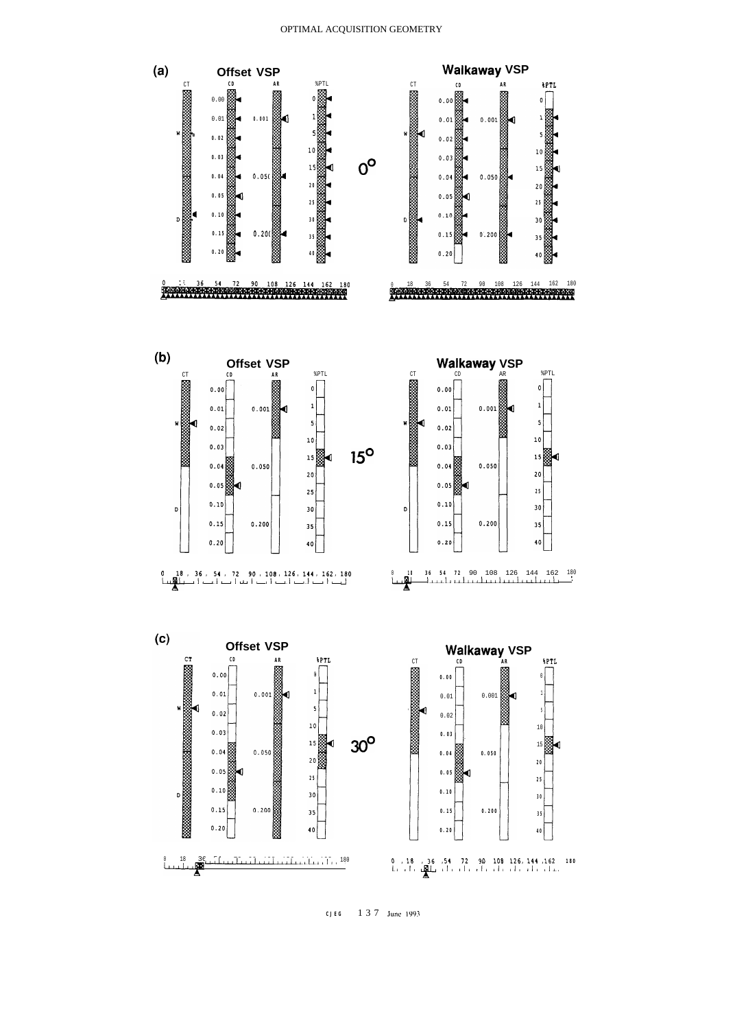**(a)**

**Offset VSP**

CT CD AR %PTL

W D

0.00 0.01 0.02 0.03 0.04 0.05 0.10 0.15 0.20

0.001 0.050 0.200

0 1 5 10 15 20 25 30 35 40

**0°**

0 18 36 54 72 90 108 126 144 162 180

**Walkaway VSP**

CT CD AR %PTL

W D

0.00 0.01 0.02 0.03 0.04 0.05 0.10 0.15 0.20

0.001 0.050 0.200

0 1 5 10 15 20 25 30 35 40

0 18 36 54 72 90 108 126 144 162 180

**(b)**

**Offset VSP**

CT CD AR %PTL

W D

0.00 0.01 0.02 0.03 0.04 0.05 0.10 0.15 0.20

0.001 0.050 0.200

0 1 5 10 15 20 25 30 35 40

**15°**

0 18 36 54 72 90 108 126 144 162 180

**Walkaway VSP**

CT CD AR %PTL

W D

0.00 0.01 0.02 0.03 0.04 0.05 0.10 0.15 0.20

0.001 0.050 0.200

0 1 5 10 15 20 25 30 35 40

0 18 36 54 72 90 108 126 144 162 180

**(c)**

**Offset VSP**

CT CD AR %PTL

W D

0.00 0.01 0.02 0.03 0.04 0.05 0.10 0.15 0.20

0.001 0.050 0.200

0 1 5 10 15 20 25 30 35 40

**30°**

0 18 36 ... 180

**Walkaway VSP**

CT CD AR %PTL

0.00 0.01 0.02 0.03 0.04 0.05 0.10 0.15 0.20

0.001 0.050 0.200

0 1 5 10 15 20 25 30 35 40

0 18 36 54 72 90 108 126 144 162 180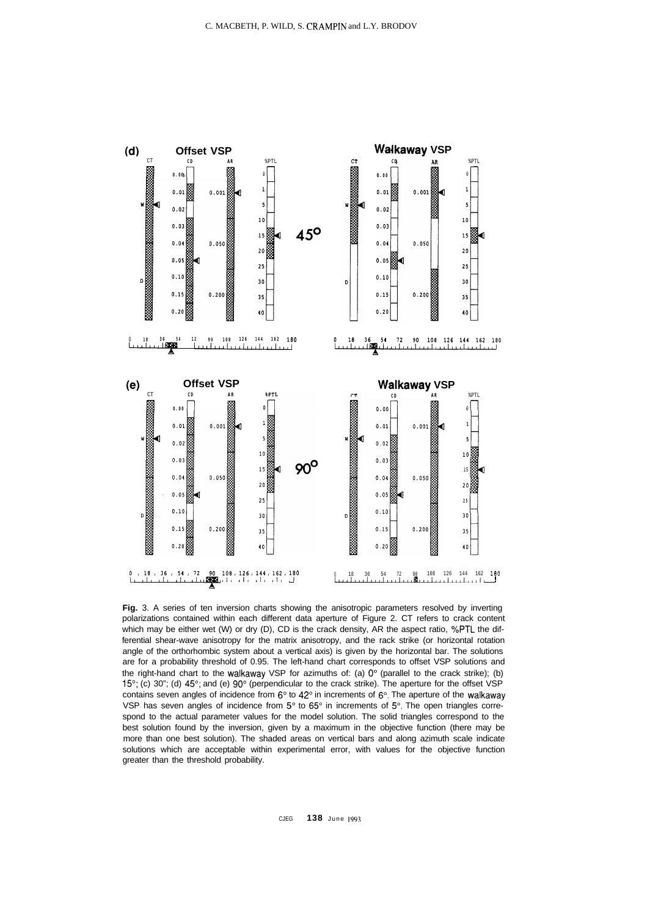**Fig.** 3. A series of ten inversion charts showing the anisotropic parameters resolved by inverting polarizations contained within each different data aperture of Figure 2. CT refers to crack content which may be either wet (W) or dry (D), CD is the crack density, AR the aspect ratio, %PTL the differential shear-wave anisotropy for the matrix anisotropy, and the rack strike (or horizontal rotation angle of the orthorhombic system about a vertical axis) is given by the horizontal bar. The solutions are for a probability threshold of 0.95. The left-hand chart corresponds to offset VSP solutions and the right-hand chart to the walkaway VSP for azimuths of: (a) 0° (parallel to the crack strike); (b) 15°; (c) 30"; (d) 45°; and (e) 90° (perpendicular to the crack strike). The aperture for the offset VSP contains seven angles of incidence from 6° to 42° in increments of 6°. The aperture of the walkaway VSP has seven angles of incidence from 5° to 65° in increments of 5°. The open triangles correspond to the actual parameter values for the model solution. The solid triangles correspond to the best solution found by the inversion, given by a maximum in the objective function (there may be more than one best solution). The shaded areas on vertical bars and along azimuth scale indicate solutions which are acceptable within experimental error, with values for the objective function greater than the threshold probability.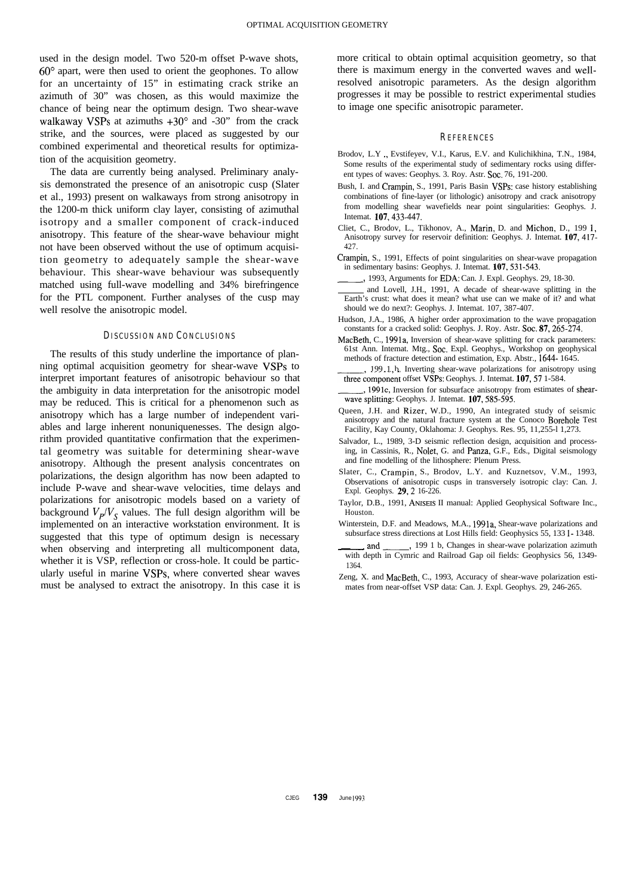used in the design model. Two 520-m offset P-wave shots, 60° apart, were then used to orient the geophones. To allow for an uncertainty of 15" in estimating crack strike an azimuth of 30" was chosen, as this would maximize the chance of being near the optimum design. Two shear-wave walkaway VSPs at azimuths +30° and -30" from the crack strike, and the sources, were placed as suggested by our combined experimental and theoretical results for optimization of the acquisition geometry.

The data are currently being analysed. Preliminary analysis demonstrated the presence of an anisotropic cusp (Slater et al., 1993) present on walkaways from strong anisotropy in the 1200-m thick uniform clay layer, consisting of azimuthal isotropy and a smaller component of crack-induced anisotropy. This feature of the shear-wave behaviour might not have been observed without the use of optimum acquisition geometry to adequately sample the shear-wave behaviour. This shear-wave behaviour was subsequently matched using full-wave modelling and 34% birefringence for the PTL component. Further analyses of the cusp may well resolve the anisotropic model.

## Discussion and Conclusions

The results of this study underline the importance of planning optimal acquisition geometry for shear-wave VSPs to interpret important features of anisotropic behaviour so that the ambiguity in data interpretation for the anisotropic model may be reduced. This is critical for a phenomenon such as anisotropy which has a large number of independent variables and large inherent nonuniquenesses. The design algorithm provided quantitative confirmation that the experimental geometry was suitable for determining shear-wave anisotropy. Although the present analysis concentrates on polarizations, the design algorithm has now been adapted to include P-wave and shear-wave velocities, time delays and polarizations for anisotropic models based on a variety of background $V_P/V_S$ values. The full design algorithm will be implemented on an interactive workstation environment. It is suggested that this type of optimum design is necessary when observing and interpreting all multicomponent data, whether it is VSP, reflection or cross-hole. It could be particularly useful in marine VSPs, where converted shear waves must be analysed to extract the anisotropy. In this case it is more critical to obtain optimal acquisition geometry, so that there is maximum energy in the converted waves and well-resolved anisotropic parameters. As the design algorithm progresses it may be possible to restrict experimental studies to image one specific anisotropic parameter.

## References

Brodov, L.Y., Evstifeyev, V.I., Karus, E.V. and Kulichikhina, T.N., 1984, Some results of the experimental study of sedimentary rocks using different types of waves: Geophys. J. Roy. Astr. Soc. 76, 191-200.

Bush, I. and Crampin, S., 1991, Paris Basin VSPs: case history establishing combinations of fine-layer (or lithologic) anisotropy and crack anisotropy from modelling shear wavefields near point singularities: Geophys. J. Internat. **107**, 433-447.

Cliet, C., Brodov, L., Tikhonov, A., Marin, D. and Michon, D., 1991, Anisotropy survey for reservoir definition: Geophys. J. Internat. **107**, 417-427.

Crampin, S., 1991, Effects of point singularities on shear-wave propagation in sedimentary basins: Geophys. J. Internat. **107**, 531-543.

\_\_\_\_, 1993, Arguments for EDA: Can. J. Expl. Geophys. 29, 18-30.

\_\_\_\_ and Lovell, J.H., 1991, A decade of shear-wave splitting in the Earth's crust: what does it mean? what use can we make of it? and what should we do next?: Geophys. J. Internat. 107, 387-407.

Hudson, J.A., 1986, A higher order approximation to the wave propagation constants for a cracked solid: Geophys. J. Roy. Astr. Soc. **87**, 265-274.

MacBeth, C., 1991a, Inversion of shear-wave splitting for crack parameters: 61st Ann. Internat. Mtg., Soc. Expl. Geophys., Workshop on geophysical methods of fracture detection and estimation, Exp. Abstr., 1644-1645.

\_\_\_\_, 1991b, Inverting shear-wave polarizations for anisotropy using three component offset VSPs: Geophys. J. Internat. **107**, 571-584.

\_\_\_\_, 1991c, Inversion for subsurface anisotropy from estimates of shear-wave splitting: Geophys. J. Internat. **107**, 585-595.

Queen, J.H. and Rizer, W.D., 1990, An integrated study of seismic anisotropy and the natural fracture system at the Conoco Borehole Test Facility, Kay County, Oklahoma: J. Geophys. Res. 95, 11,255-11,273.

Salvador, L., 1989, 3-D seismic reflection design, acquisition and processing, in Cassinis, R., Nolet, G. and Panza, G.F., Eds., Digital seismology and fine modelling of the lithosphere: Plenum Press.

Slater, C., Crampin, S., Brodov, L.Y. and Kuznetsov, V.M., 1993, Observations of anisotropic cusps in transversely isotropic clay: Can. J. Expl. Geophys. **29**, 216-226.

Taylor, D.B., 1991, ANISEIS II manual: Applied Geophysical Software Inc., Houston.

Winterstein, D.F. and Meadows, M.A., 1991a, Shear-wave polarizations and subsurface stress directions at Lost Hills field: Geophysics 55, 1331-1348.

\_\_\_\_ and \_\_\_\_, 1991b, Changes in shear-wave polarization azimuth with depth in Cymric and Railroad Gap oil fields: Geophysics 56, 1349-1364.

Zeng, X. and MacBeth, C., 1993, Accuracy of shear-wave polarization estimates from near-offset VSP data: Can. J. Expl. Geophys. 29, 246-265.